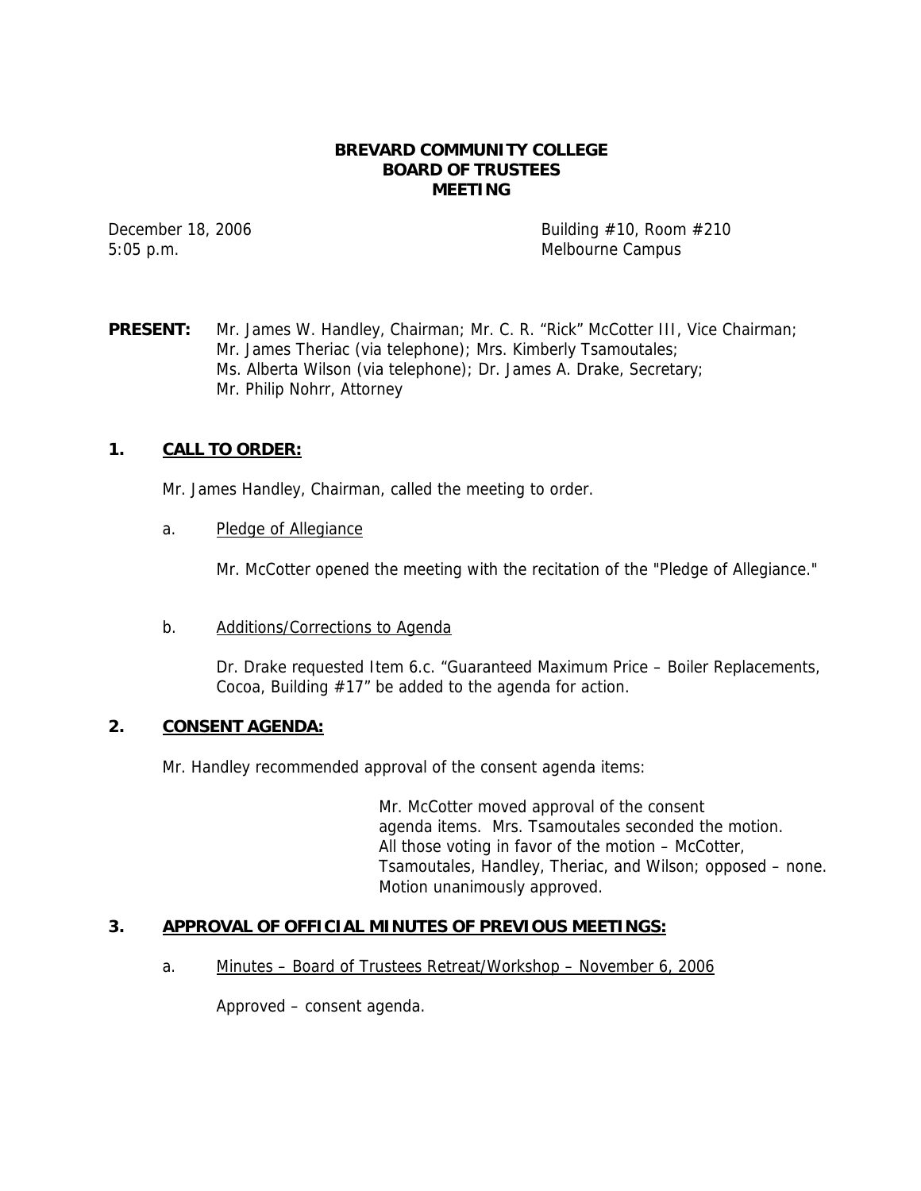# BREVARD COMMUNITY COLLEGE
# BOARD OF TRUSTEES
# MEETING

December 18, 2006
5:05 p.m.

Building #10, Room #210
Melbourne Campus

**PRESENT:** Mr. James W. Handley, Chairman; Mr. C. R. "Rick" McCotter III, Vice Chairman; Mr. James Theriac (via telephone); Mrs. Kimberly Tsamoutales; Ms. Alberta Wilson (via telephone); Dr. James A. Drake, Secretary; Mr. Philip Nohrr, Attorney

## 1. CALL TO ORDER:

Mr. James Handley, Chairman, called the meeting to order.

a. Pledge of Allegiance

Mr. McCotter opened the meeting with the recitation of the "Pledge of Allegiance."

b. Additions/Corrections to Agenda

Dr. Drake requested Item 6.c. "Guaranteed Maximum Price – Boiler Replacements, Cocoa, Building #17" be added to the agenda for action.

## 2. CONSENT AGENDA:

Mr. Handley recommended approval of the consent agenda items:

> Mr. McCotter moved approval of the consent agenda items. Mrs. Tsamoutales seconded the motion. All those voting in favor of the motion – McCotter, Tsamoutales, Handley, Theriac, and Wilson; opposed – none. Motion unanimously approved.

## 3. APPROVAL OF OFFICIAL MINUTES OF PREVIOUS MEETINGS:

a. Minutes – Board of Trustees Retreat/Workshop – November 6, 2006

Approved – consent agenda.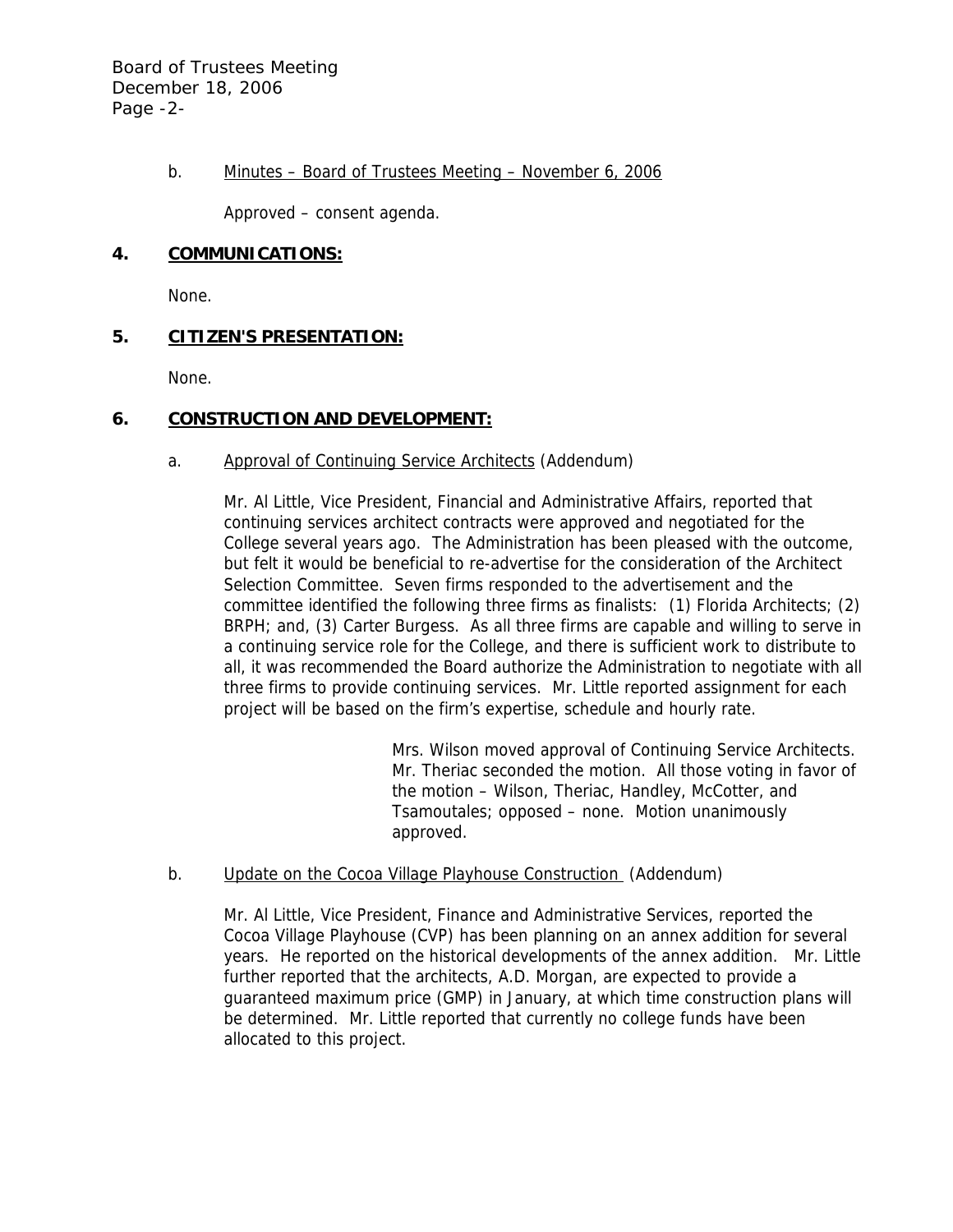b. Minutes – Board of Trustees Meeting – November 6, 2006

Approved – consent agenda.

## 4. COMMUNICATIONS:

None.

## 5. CITIZEN'S PRESENTATION:

None.

## 6. CONSTRUCTION AND DEVELOPMENT:

a. Approval of Continuing Service Architects (Addendum)

Mr. Al Little, Vice President, Financial and Administrative Affairs, reported that continuing services architect contracts were approved and negotiated for the College several years ago. The Administration has been pleased with the outcome, but felt it would be beneficial to re-advertise for the consideration of the Architect Selection Committee. Seven firms responded to the advertisement and the committee identified the following three firms as finalists: (1) Florida Architects; (2) BRPH; and, (3) Carter Burgess. As all three firms are capable and willing to serve in a continuing service role for the College, and there is sufficient work to distribute to all, it was recommended the Board authorize the Administration to negotiate with all three firms to provide continuing services. Mr. Little reported assignment for each project will be based on the firm's expertise, schedule and hourly rate.

> Mrs. Wilson moved approval of Continuing Service Architects. Mr. Theriac seconded the motion. All those voting in favor of the motion – Wilson, Theriac, Handley, McCotter, and Tsamoutales; opposed – none. Motion unanimously approved.

b. Update on the Cocoa Village Playhouse Construction (Addendum)

Mr. Al Little, Vice President, Finance and Administrative Services, reported the Cocoa Village Playhouse (CVP) has been planning on an annex addition for several years. He reported on the historical developments of the annex addition. Mr. Little further reported that the architects, A.D. Morgan, are expected to provide a guaranteed maximum price (GMP) in January, at which time construction plans will be determined. Mr. Little reported that currently no college funds have been allocated to this project.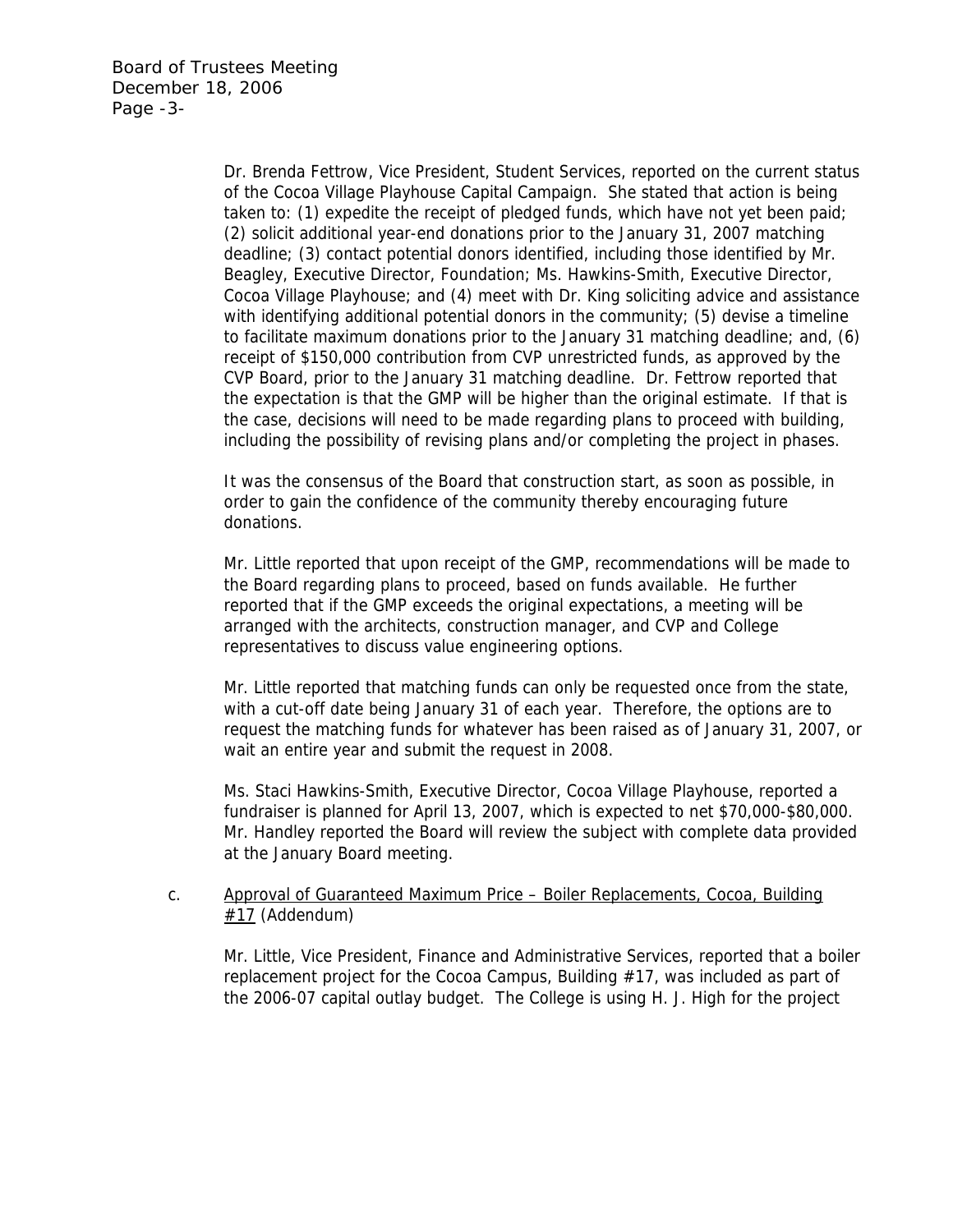Dr. Brenda Fettrow, Vice President, Student Services, reported on the current status of the Cocoa Village Playhouse Capital Campaign. She stated that action is being taken to: (1) expedite the receipt of pledged funds, which have not yet been paid; (2) solicit additional year-end donations prior to the January 31, 2007 matching deadline; (3) contact potential donors identified, including those identified by Mr. Beagley, Executive Director, Foundation; Ms. Hawkins-Smith, Executive Director, Cocoa Village Playhouse; and (4) meet with Dr. King soliciting advice and assistance with identifying additional potential donors in the community; (5) devise a timeline to facilitate maximum donations prior to the January 31 matching deadline; and, (6) receipt of $150,000 contribution from CVP unrestricted funds, as approved by the CVP Board, prior to the January 31 matching deadline. Dr. Fettrow reported that the expectation is that the GMP will be higher than the original estimate. If that is the case, decisions will need to be made regarding plans to proceed with building, including the possibility of revising plans and/or completing the project in phases.

It was the consensus of the Board that construction start, as soon as possible, in order to gain the confidence of the community thereby encouraging future donations.

Mr. Little reported that upon receipt of the GMP, recommendations will be made to the Board regarding plans to proceed, based on funds available. He further reported that if the GMP exceeds the original expectations, a meeting will be arranged with the architects, construction manager, and CVP and College representatives to discuss value engineering options.

Mr. Little reported that matching funds can only be requested once from the state, with a cut-off date being January 31 of each year. Therefore, the options are to request the matching funds for whatever has been raised as of January 31, 2007, or wait an entire year and submit the request in 2008.

Ms. Staci Hawkins-Smith, Executive Director, Cocoa Village Playhouse, reported a fundraiser is planned for April 13, 2007, which is expected to net $70,000-$80,000. Mr. Handley reported the Board will review the subject with complete data provided at the January Board meeting.

c. Approval of Guaranteed Maximum Price – Boiler Replacements, Cocoa, Building #17 (Addendum)

Mr. Little, Vice President, Finance and Administrative Services, reported that a boiler replacement project for the Cocoa Campus, Building #17, was included as part of the 2006-07 capital outlay budget. The College is using H. J. High for the project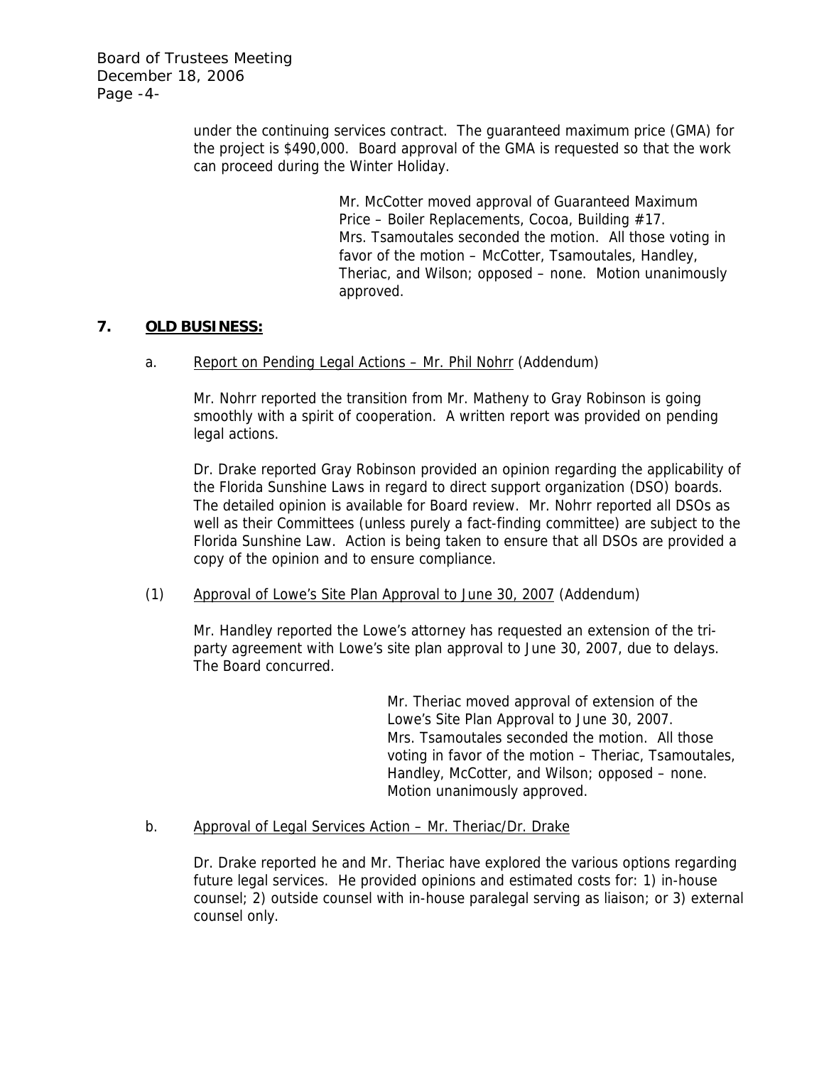under the continuing services contract. The guaranteed maximum price (GMA) for the project is $490,000. Board approval of the GMA is requested so that the work can proceed during the Winter Holiday.

> Mr. McCotter moved approval of Guaranteed Maximum Price – Boiler Replacements, Cocoa, Building #17. Mrs. Tsamoutales seconded the motion. All those voting in favor of the motion – McCotter, Tsamoutales, Handley, Theriac, and Wilson; opposed – none. Motion unanimously approved.

## 7. OLD BUSINESS:

a. Report on Pending Legal Actions – Mr. Phil Nohrr (Addendum)

Mr. Nohrr reported the transition from Mr. Matheny to Gray Robinson is going smoothly with a spirit of cooperation. A written report was provided on pending legal actions.

Dr. Drake reported Gray Robinson provided an opinion regarding the applicability of the Florida Sunshine Laws in regard to direct support organization (DSO) boards. The detailed opinion is available for Board review. Mr. Nohrr reported all DSOs as well as their Committees (unless purely a fact-finding committee) are subject to the Florida Sunshine Law. Action is being taken to ensure that all DSOs are provided a copy of the opinion and to ensure compliance.

(1) Approval of Lowe's Site Plan Approval to June 30, 2007 (Addendum)

Mr. Handley reported the Lowe's attorney has requested an extension of the tri-party agreement with Lowe's site plan approval to June 30, 2007, due to delays. The Board concurred.

> Mr. Theriac moved approval of extension of the Lowe's Site Plan Approval to June 30, 2007. Mrs. Tsamoutales seconded the motion. All those voting in favor of the motion – Theriac, Tsamoutales, Handley, McCotter, and Wilson; opposed – none. Motion unanimously approved.

b. Approval of Legal Services Action – Mr. Theriac/Dr. Drake

Dr. Drake reported he and Mr. Theriac have explored the various options regarding future legal services. He provided opinions and estimated costs for: 1) in-house counsel; 2) outside counsel with in-house paralegal serving as liaison; or 3) external counsel only.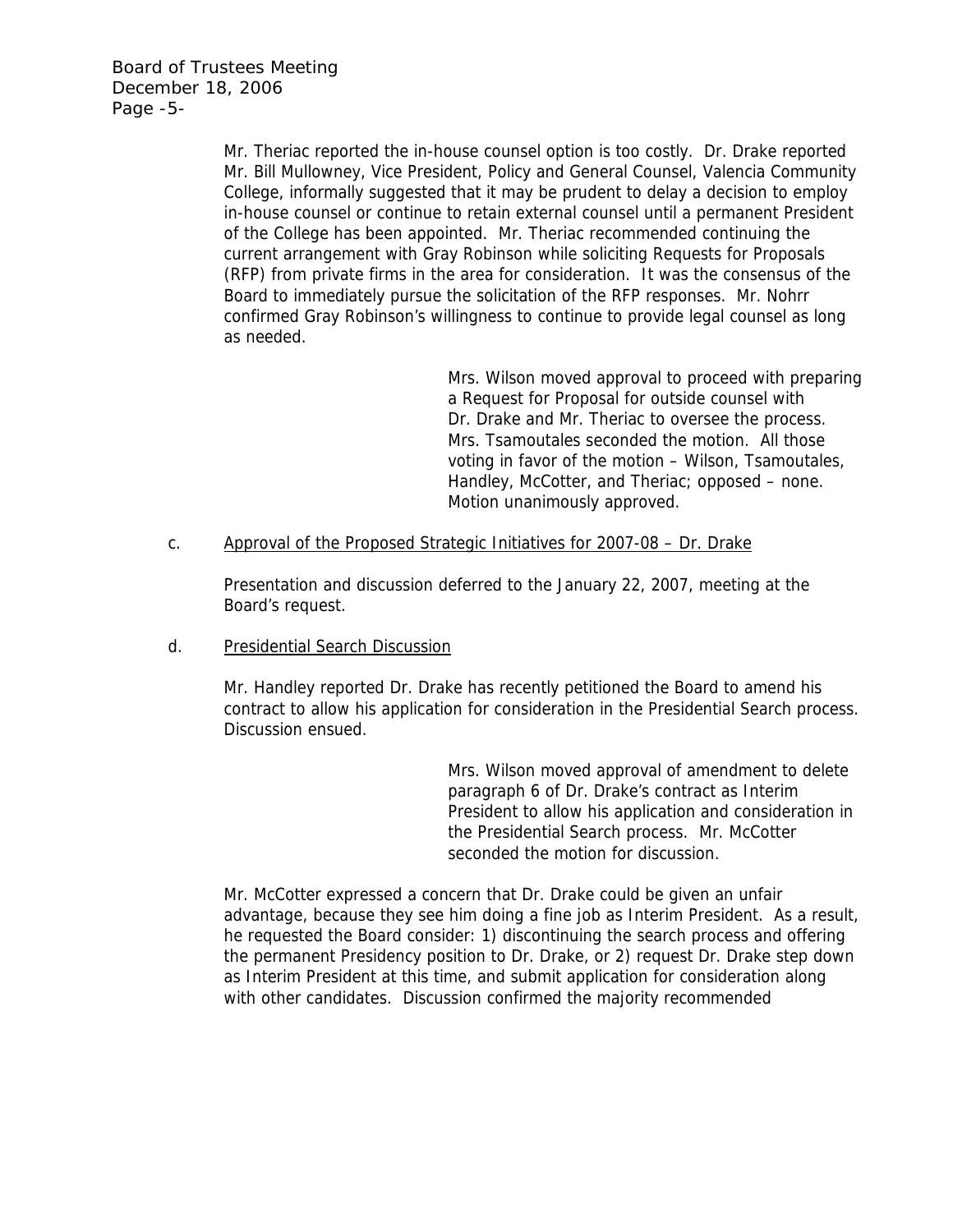Mr. Theriac reported the in-house counsel option is too costly. Dr. Drake reported Mr. Bill Mullowney, Vice President, Policy and General Counsel, Valencia Community College, informally suggested that it may be prudent to delay a decision to employ in-house counsel or continue to retain external counsel until a permanent President of the College has been appointed. Mr. Theriac recommended continuing the current arrangement with Gray Robinson while soliciting Requests for Proposals (RFP) from private firms in the area for consideration. It was the consensus of the Board to immediately pursue the solicitation of the RFP responses. Mr. Nohrr confirmed Gray Robinson's willingness to continue to provide legal counsel as long as needed.

> Mrs. Wilson moved approval to proceed with preparing a Request for Proposal for outside counsel with Dr. Drake and Mr. Theriac to oversee the process. Mrs. Tsamoutales seconded the motion. All those voting in favor of the motion – Wilson, Tsamoutales, Handley, McCotter, and Theriac; opposed – none. Motion unanimously approved.

c. Approval of the Proposed Strategic Initiatives for 2007-08 – Dr. Drake

Presentation and discussion deferred to the January 22, 2007, meeting at the Board's request.

d. Presidential Search Discussion

Mr. Handley reported Dr. Drake has recently petitioned the Board to amend his contract to allow his application for consideration in the Presidential Search process. Discussion ensued.

> Mrs. Wilson moved approval of amendment to delete paragraph 6 of Dr. Drake's contract as Interim President to allow his application and consideration in the Presidential Search process. Mr. McCotter seconded the motion for discussion.

Mr. McCotter expressed a concern that Dr. Drake could be given an unfair advantage, because they see him doing a fine job as Interim President. As a result, he requested the Board consider: 1) discontinuing the search process and offering the permanent Presidency position to Dr. Drake, or 2) request Dr. Drake step down as Interim President at this time, and submit application for consideration along with other candidates. Discussion confirmed the majority recommended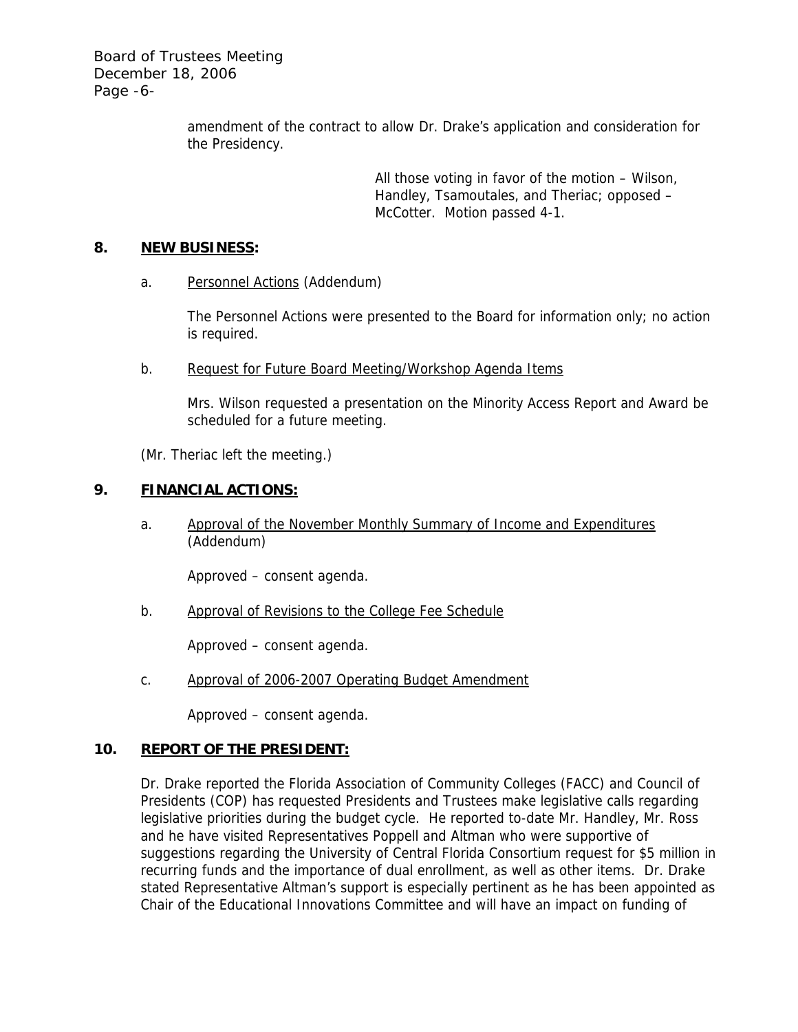amendment of the contract to allow Dr. Drake's application and consideration for the Presidency.

All those voting in favor of the motion – Wilson, Handley, Tsamoutales, and Theriac; opposed – McCotter. Motion passed 4-1.

## 8. NEW BUSINESS:

a. Personnel Actions (Addendum)

The Personnel Actions were presented to the Board for information only; no action is required.

b. Request for Future Board Meeting/Workshop Agenda Items

Mrs. Wilson requested a presentation on the Minority Access Report and Award be scheduled for a future meeting.

(Mr. Theriac left the meeting.)

## 9. FINANCIAL ACTIONS:

a. Approval of the November Monthly Summary of Income and Expenditures (Addendum)

Approved – consent agenda.

b. Approval of Revisions to the College Fee Schedule

Approved – consent agenda.

c. Approval of 2006-2007 Operating Budget Amendment

Approved – consent agenda.

## 10. REPORT OF THE PRESIDENT:

Dr. Drake reported the Florida Association of Community Colleges (FACC) and Council of Presidents (COP) has requested Presidents and Trustees make legislative calls regarding legislative priorities during the budget cycle. He reported to-date Mr. Handley, Mr. Ross and he have visited Representatives Poppell and Altman who were supportive of suggestions regarding the University of Central Florida Consortium request for $5 million in recurring funds and the importance of dual enrollment, as well as other items. Dr. Drake stated Representative Altman's support is especially pertinent as he has been appointed as Chair of the Educational Innovations Committee and will have an impact on funding of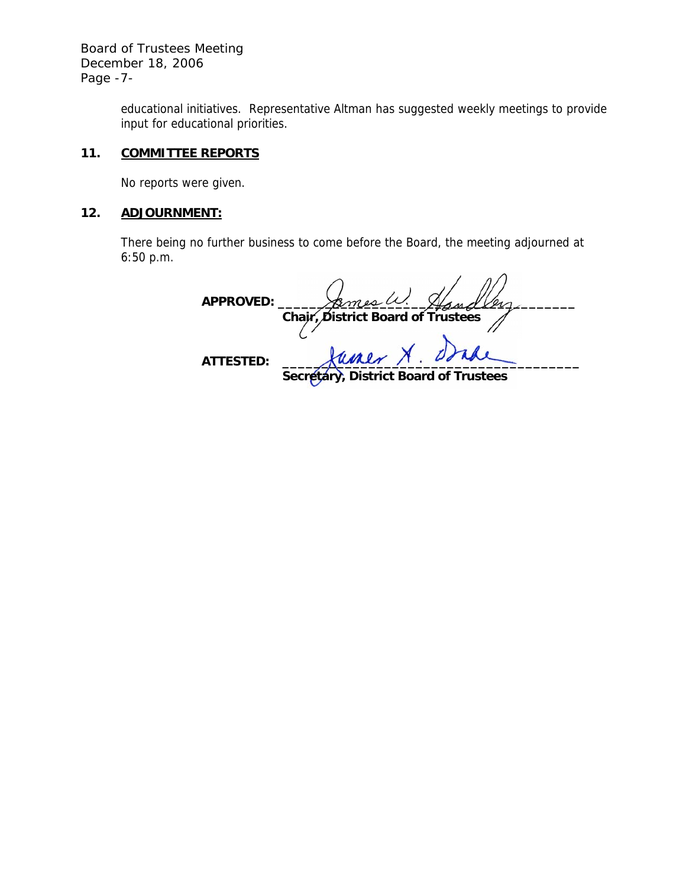educational initiatives. Representative Altman has suggested weekly meetings to provide input for educational priorities.

## 11. COMMITTEE REPORTS

No reports were given.

## 12. ADJOURNMENT:

There being no further business to come before the Board, the meeting adjourned at 6:50 p.m.

**APPROVED:** James W. Handley
**Chair, District Board of Trustees**

**ATTESTED:** James X. Drake
**Secretary, District Board of Trustees**